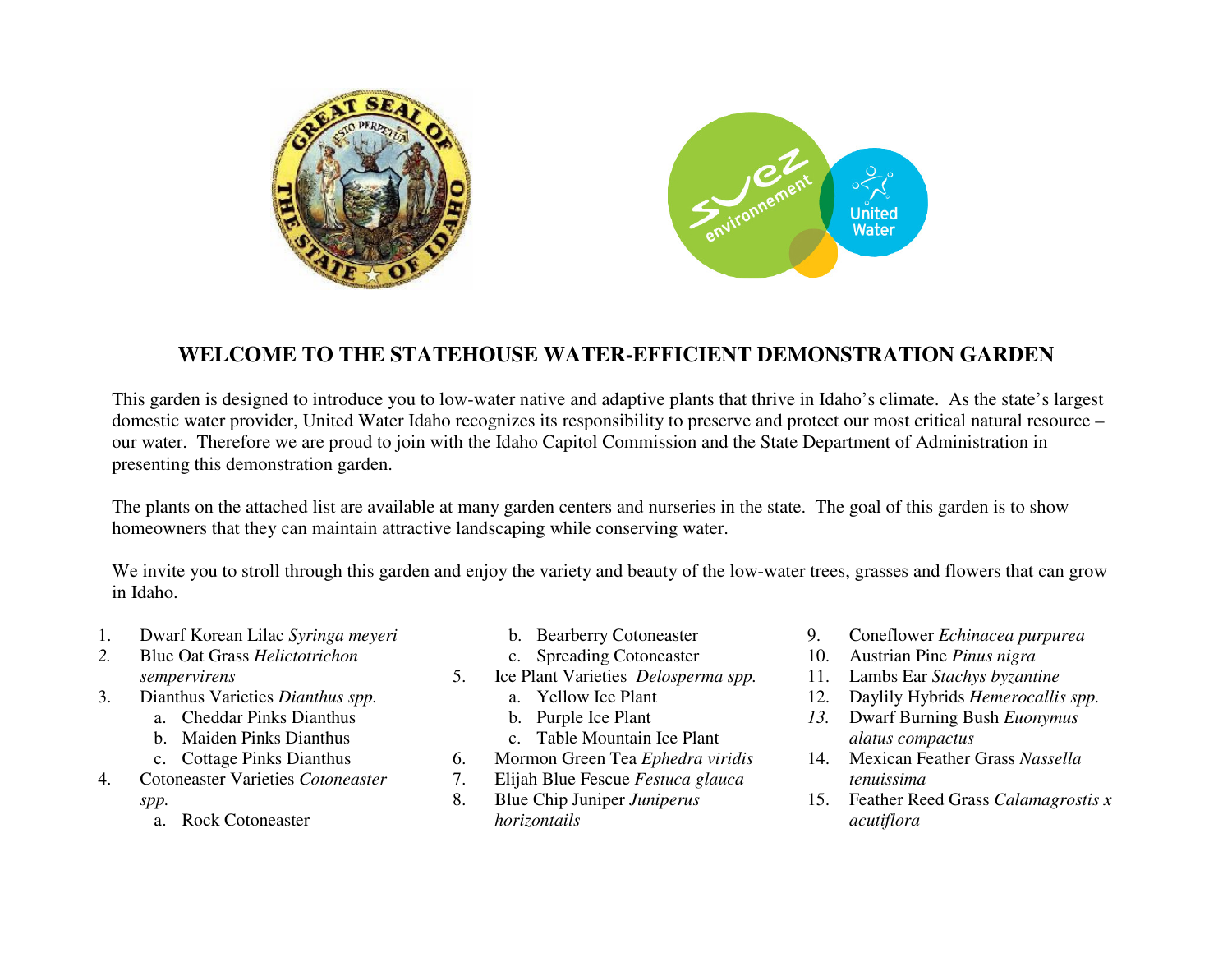# WELCOME TO THE STATEHOUSE WATER-EFFICIENT DEMONSTRATION GARDEN

This garden is designed to introduce you to low-water native and adaptive plants that thrive in Idaho's climate. As the state's largest domestic water provider, United Water Idaho recognizes its responsibility to preserve and protect our most critical natural resource – our water. Therefore we are proud to join with the Idaho Capitol Commission and the State Department of Administration in presenting this demonstration garden.

The plants on the attached list are available at many garden centers and nurseries in the state. The goal of this garden is to show homeowners that they can maintain attractive landscaping while conserving water.

We invite you to stroll through this garden and enjoy the variety and beauty of the low-water trees, grasses and flowers that can grow in Idaho.

1. Dwarf Korean Lilac *Syringa meyeri*
2. Blue Oat Grass *Helictotrichon sempervirens*
3. Dianthus Varieties *Dianthus spp.*
   a. Cheddar Pinks Dianthus
   b. Maiden Pinks Dianthus
   c. Cottage Pinks Dianthus
4. Cotoneaster Varieties *Cotoneaster spp.*
   a. Rock Cotoneaster
   b. Bearberry Cotoneaster
   c. Spreading Cotoneaster
5. Ice Plant Varieties *Delosperma spp.*
   a. Yellow Ice Plant
   b. Purple Ice Plant
   c. Table Mountain Ice Plant
6. Mormon Green Tea *Ephedra viridis*
7. Elijah Blue Fescue *Festuca glauca*
8. Blue Chip Juniper *Juniperus horizontails*
9. Coneflower *Echinacea purpurea*
10. Austrian Pine *Pinus nigra*
11. Lambs Ear *Stachys byzantine*
12. Daylily Hybrids *Hemerocallis spp.*
13. Dwarf Burning Bush *Euonymus alatus compactus*
14. Mexican Feather Grass *Nassella tenuissima*
15. Feather Reed Grass *Calamagrostis x acutiflora*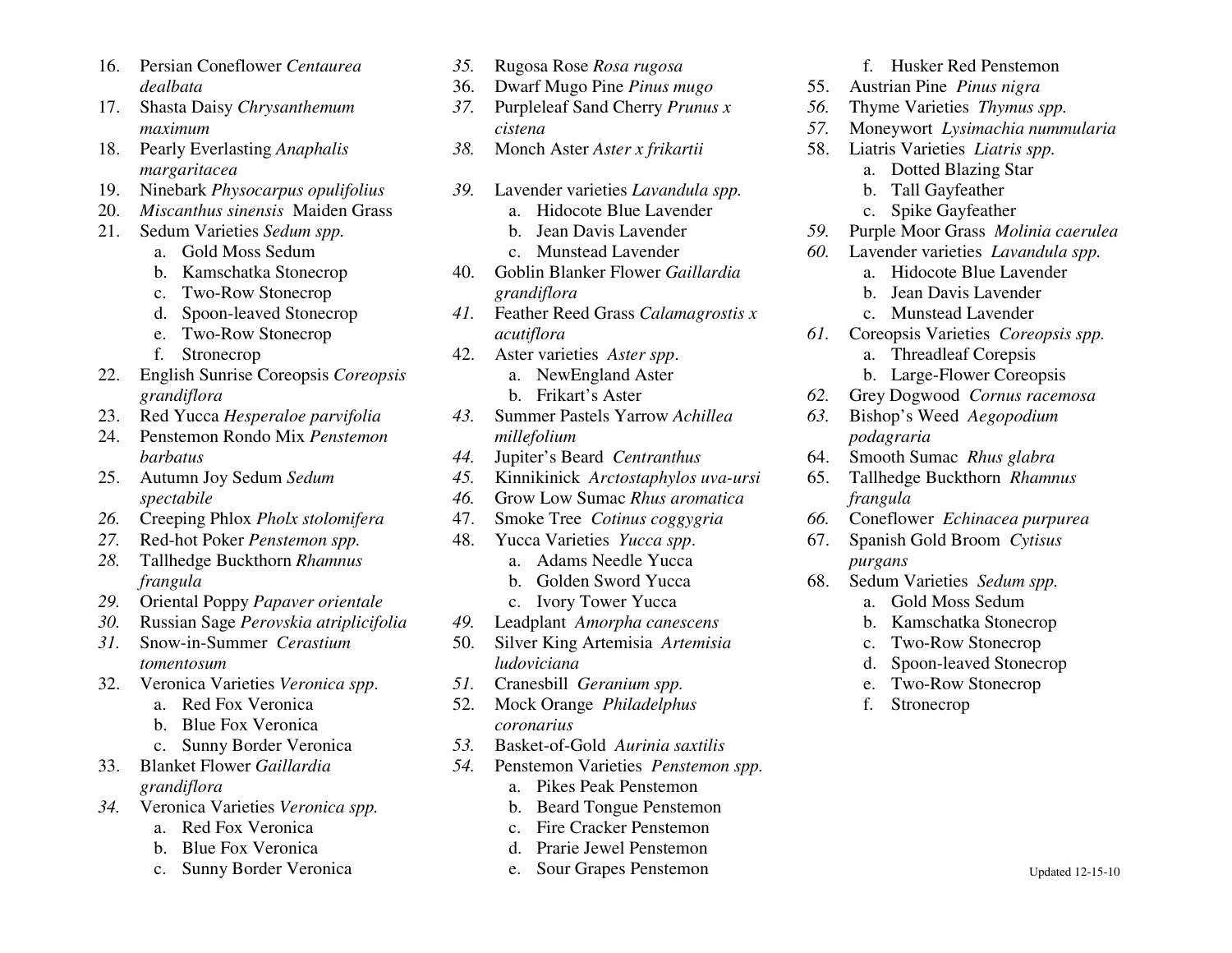16. Persian Coneflower *Centaurea dealbata*
17. Shasta Daisy *Chrysanthemum maximum*
18. Pearly Everlasting *Anaphalis margaritacea*
19. Ninebark *Physocarpus opulifolius*
20. *Miscanthus sinensis* Maiden Grass
21. Sedum Varieties *Sedum spp.*
    a. Gold Moss Sedum
    b. Kamschatka Stonecrop
    c. Two-Row Stonecrop
    d. Spoon-leaved Stonecrop
    e. Two-Row Stonecrop
    f. Stronecrop
22. English Sunrise Coreopsis *Coreopsis grandiflora*
23. Red Yucca *Hesperaloe parvifolia*
24. Penstemon Rondo Mix *Penstemon barbatus*
25. Autumn Joy Sedum *Sedum spectabile*
26. Creeping Phlox *Pholx stolomifera*
27. Red-hot Poker *Penstemon spp.*
28. Tallhedge Buckthorn *Rhamnus frangula*
29. Oriental Poppy *Papaver orientale*
30. Russian Sage *Perovskia atriplicifolia*
31. Snow-in-Summer *Cerastium tomentosum*
32. Veronica Varieties *Veronica spp*.
    a. Red Fox Veronica
    b. Blue Fox Veronica
    c. Sunny Border Veronica
33. Blanket Flower *Gaillardia grandiflora*
34. Veronica Varieties *Veronica spp.*
    a. Red Fox Veronica
    b. Blue Fox Veronica
    c. Sunny Border Veronica
35. Rugosa Rose *Rosa rugosa*
36. Dwarf Mugo Pine *Pinus mugo*
37. Purpleleaf Sand Cherry *Prunus x cistena*
38. Monch Aster *Aster x frikartii*
39. Lavender varieties *Lavandula spp.*
    a. Hidocote Blue Lavender
    b. Jean Davis Lavender
    c. Munstead Lavender
40. Goblin Blanker Flower *Gaillardia grandiflora*
41. Feather Reed Grass *Calamagrostis x acutiflora*
42. Aster varieties *Aster spp*.
    a. NewEngland Aster
    b. Frikart's Aster
43. Summer Pastels Yarrow *Achillea millefolium*
44. Jupiter's Beard *Centranthus*
45. Kinnikinick *Arctostaphylos uva-ursi*
46. Grow Low Sumac *Rhus aromatica*
47. Smoke Tree *Cotinus coggygria*
48. Yucca Varieties *Yucca spp*.
    a. Adams Needle Yucca
    b. Golden Sword Yucca
    c. Ivory Tower Yucca
49. Leadplant *Amorpha canescens*
50. Silver King Artemisia *Artemisia ludoviciana*
51. Cranesbill *Geranium spp.*
52. Mock Orange *Philadelphus coronarius*
53. Basket-of-Gold *Aurinia saxtilis*
54. Penstemon Varieties *Penstemon spp.*
    a. Pikes Peak Penstemon
    b. Beard Tongue Penstemon
    c. Fire Cracker Penstemon
    d. Prarie Jewel Penstemon
    e. Sour Grapes Penstemon
    f. Husker Red Penstemon
55. Austrian Pine *Pinus nigra*
56. Thyme Varieties *Thymus spp.*
57. Moneywort *Lysimachia nummularia*
58. Liatris Varieties *Liatris spp.*
    a. Dotted Blazing Star
    b. Tall Gayfeather
    c. Spike Gayfeather
59. Purple Moor Grass *Molinia caerulea*
60. Lavender varieties *Lavandula spp.*
    a. Hidocote Blue Lavender
    b. Jean Davis Lavender
    c. Munstead Lavender
61. Coreopsis Varieties *Coreopsis spp.*
    a. Threadleaf Corepsis
    b. Large-Flower Coreopsis
62. Grey Dogwood *Cornus racemosa*
63. Bishop's Weed *Aegopodium podagraria*
64. Smooth Sumac *Rhus glabra*
65. Tallhedge Buckthorn *Rhamnus frangula*
66. Coneflower *Echinacea purpurea*
67. Spanish Gold Broom *Cytisus purgans*
68. Sedum Varieties *Sedum spp.*
    a. Gold Moss Sedum
    b. Kamschatka Stonecrop
    c. Two-Row Stonecrop
    d. Spoon-leaved Stonecrop
    e. Two-Row Stonecrop
    f. Stronecrop

Updated 12-15-10